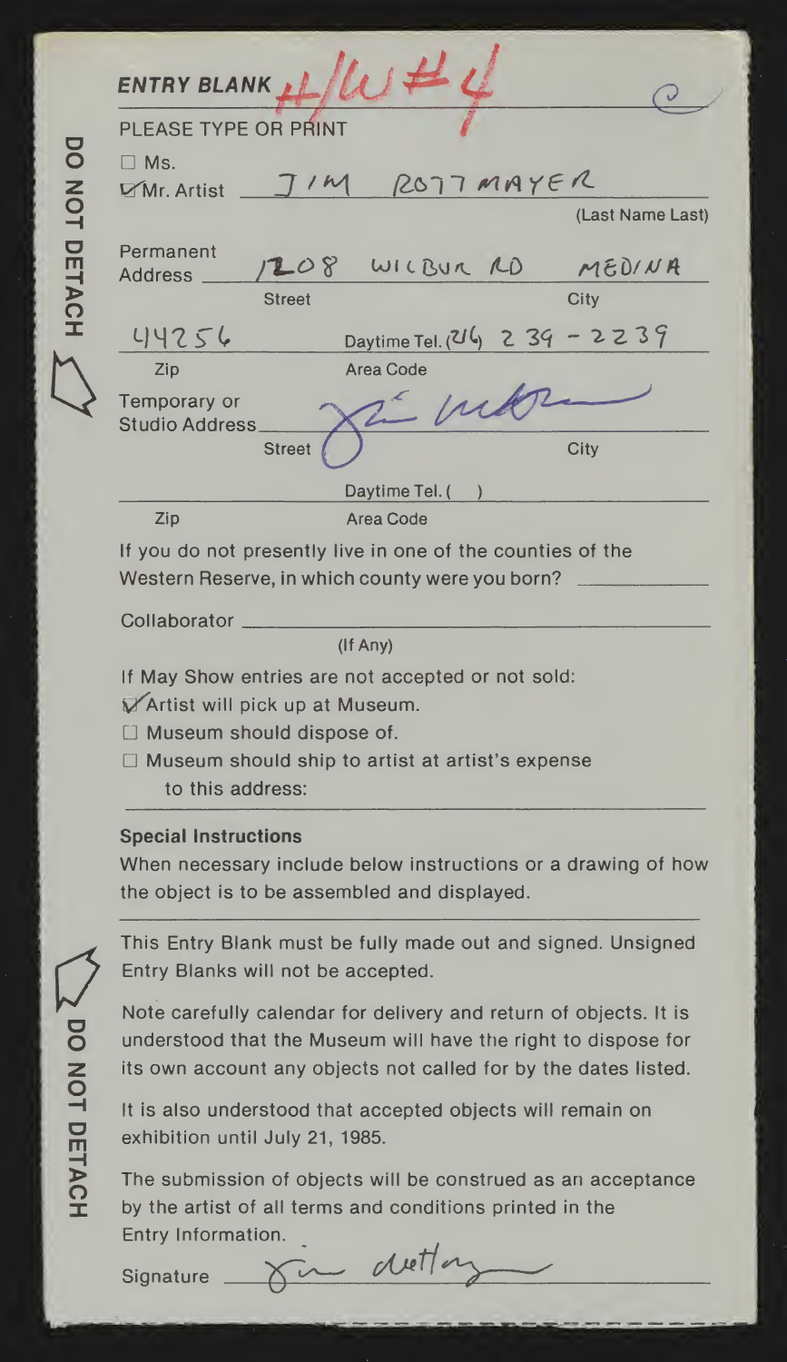**ENTRY BLANK** #/W #4

PLEASE TYPE OR PRINT

DO NOT DETACH

☐ Ms.
☑ Mr. Artist JIM ROTTMAYER
(Last Name Last)

Permanent Address 1208 WILBUR RD MEDINA
Street City

44256 Daytime Tel. (216) 239-2239
Zip Area Code

Temporary or Studio Address
Street City

Daytime Tel. ( )
Zip Area Code

If you do not presently live in one of the counties of the Western Reserve, in which county were you born? ____________

Collaborator ____________
(If Any)

If May Show entries are not accepted or not sold:

☑ Artist will pick up at Museum.

☐ Museum should dispose of.

☐ Museum should ship to artist at artist's expense to this address:

**Special Instructions**

When necessary include below instructions or a drawing of how the object is to be assembled and displayed.

This Entry Blank must be fully made out and signed. Unsigned Entry Blanks will not be accepted.

DO NOT DETACH

Note carefully calendar for delivery and return of objects. It is understood that the Museum will have the right to dispose for its own account any objects not called for by the dates listed.

It is also understood that accepted objects will remain on exhibition until July 21, 1985.

The submission of objects will be construed as an acceptance by the artist of all terms and conditions printed in the Entry Information.

Signature Jim Rottmayer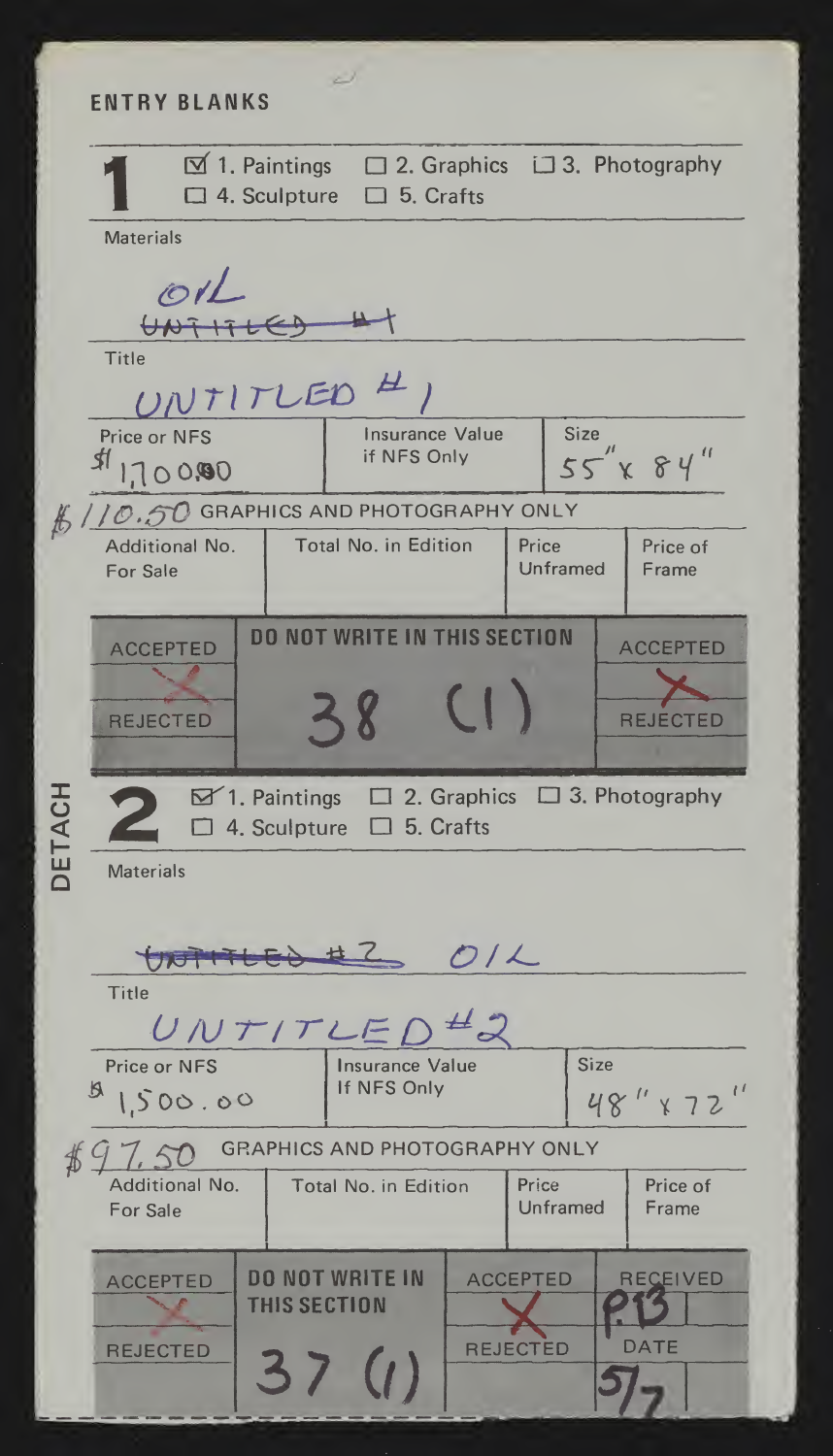## ENTRY BLANKS

**1** ☑ 1. Paintings ☐ 2. Graphics ☐ 3. Photography ☐ 4. Sculpture ☐ 5. Crafts

Materials

OIL

~~UNTITLED #1~~

Title

UNTITLED #1

| Price or NFS | Insurance Value if NFS Only | Size |
|---|---|---|
| $1,700.00 | | 55" x 84" |

$110.50 GRAPHICS AND PHOTOGRAPHY ONLY

| Additional No. For Sale | Total No. in Edition | Price Unframed | Price of Frame |
|---|---|---|---|
| | | | |

| ACCEPTED | DO NOT WRITE IN THIS SECTION | ACCEPTED |
|---|---|---|
| X | 38 (1) | X |
| REJECTED | | REJECTED |

DETACH

**2** ☑ 1. Paintings ☐ 2. Graphics ☐ 3. Photography ☐ 4. Sculpture ☐ 5. Crafts

Materials

~~UNTITLED #2~~ OIL

Title

UNTITLED #2

| Price or NFS | Insurance Value If NFS Only | Size |
|---|---|---|
| $1,500.00 | | 48" x 72" |

$97.50 GRAPHICS AND PHOTOGRAPHY ONLY

| Additional No. For Sale | Total No. in Edition | Price Unframed | Price of Frame |
|---|---|---|---|
| | | | |

| ACCEPTED | DO NOT WRITE IN THIS SECTION | ACCEPTED | RECEIVED |
|---|---|---|---|
| X | 37 (1) | X | P.13 |
| REJECTED | | REJECTED | DATE 5/7 |